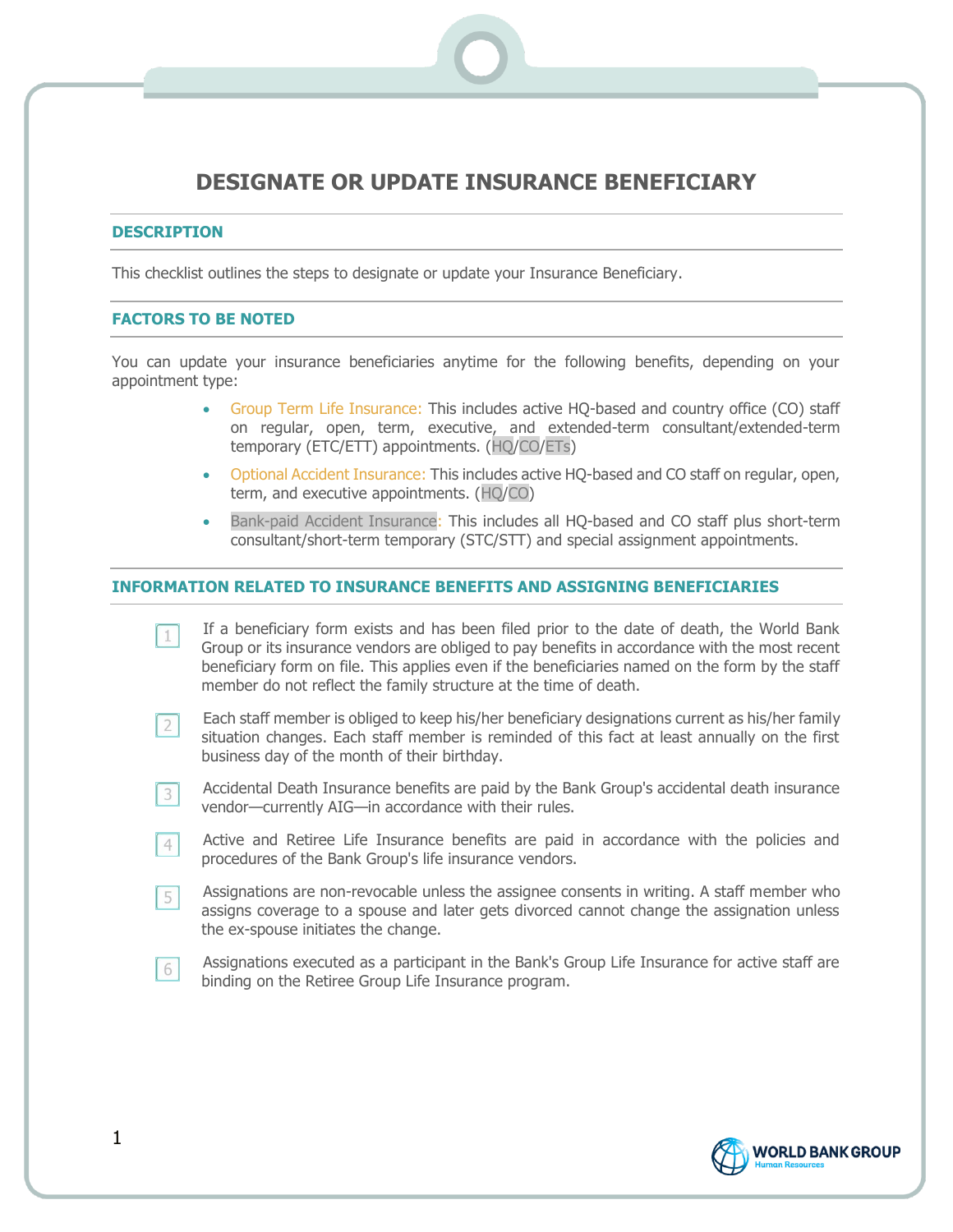# DESIGNATE OR UPDATE INSURANCE BENEFICIARY

## DESCRIPTION

This checklist outlines the steps to designate or update your Insurance Beneficiary.

## FACTORS TO BE NOTED

You can update your insurance beneficiaries anytime for the following benefits, depending on your appointment type:

- Group Term Life Insurance: This includes active HQ-based and country office (CO) staff on regular, open, term, executive, and extended-term consultant/extended-term temporary (ETC/ETT) appointments. (HQ/CO/ETs)
- Optional Accident Insurance: This includes active HQ-based and CO staff on regular, open, term, and executive appointments. (HQ/CO)
- Bank-paid Accident Insurance: This includes all HQ-based and CO staff plus short-term consultant/short-term temporary (STC/STT) and special assignment appointments.

## INFORMATION RELATED TO INSURANCE BENEFITS AND ASSIGNING BENEFICIARIES

1. If a beneficiary form exists and has been filed prior to the date of death, the World Bank Group or its insurance vendors are obliged to pay benefits in accordance with the most recent beneficiary form on file. This applies even if the beneficiaries named on the form by the staff member do not reflect the family structure at the time of death.
2. Each staff member is obliged to keep his/her beneficiary designations current as his/her family situation changes. Each staff member is reminded of this fact at least annually on the first business day of the month of their birthday.
3. Accidental Death Insurance benefits are paid by the Bank Group's accidental death insurance vendor—currently AIG—in accordance with their rules.
4. Active and Retiree Life Insurance benefits are paid in accordance with the policies and procedures of the Bank Group's life insurance vendors.
5. Assignations are non-revocable unless the assignee consents in writing. A staff member who assigns coverage to a spouse and later gets divorced cannot change the assignation unless the ex-spouse initiates the change.
6. Assignations executed as a participant in the Bank's Group Life Insurance for active staff are binding on the Retiree Group Life Insurance program.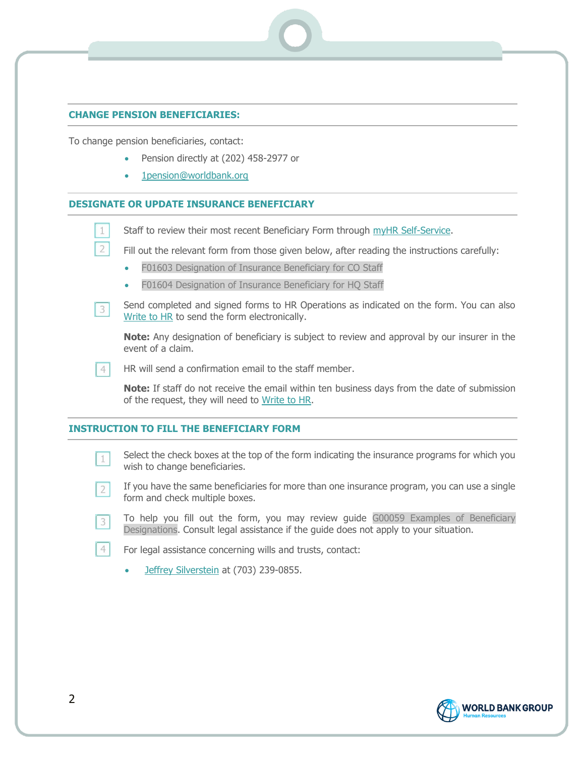## CHANGE PENSION BENEFICIARIES:

To change pension beneficiaries, contact:

- Pension directly at (202) 458-2977 or
- 1pension@worldbank.org

## DESIGNATE OR UPDATE INSURANCE BENEFICIARY

1. Staff to review their most recent Beneficiary Form through myHR Self-Service.
2. Fill out the relevant form from those given below, after reading the instructions carefully:
   - F01603 Designation of Insurance Beneficiary for CO Staff
   - F01604 Designation of Insurance Beneficiary for HQ Staff
3. Send completed and signed forms to HR Operations as indicated on the form. You can also Write to HR to send the form electronically.

   **Note:** Any designation of beneficiary is subject to review and approval by our insurer in the event of a claim.
4. HR will send a confirmation email to the staff member.

   **Note:** If staff do not receive the email within ten business days from the date of submission of the request, they will need to Write to HR.

## INSTRUCTION TO FILL THE BENEFICIARY FORM

1. Select the check boxes at the top of the form indicating the insurance programs for which you wish to change beneficiaries.
2. If you have the same beneficiaries for more than one insurance program, you can use a single form and check multiple boxes.
3. To help you fill out the form, you may review guide G00059 Examples of Beneficiary Designations. Consult legal assistance if the guide does not apply to your situation.
4. For legal assistance concerning wills and trusts, contact:
   - Jeffrey Silverstein at (703) 239-0855.